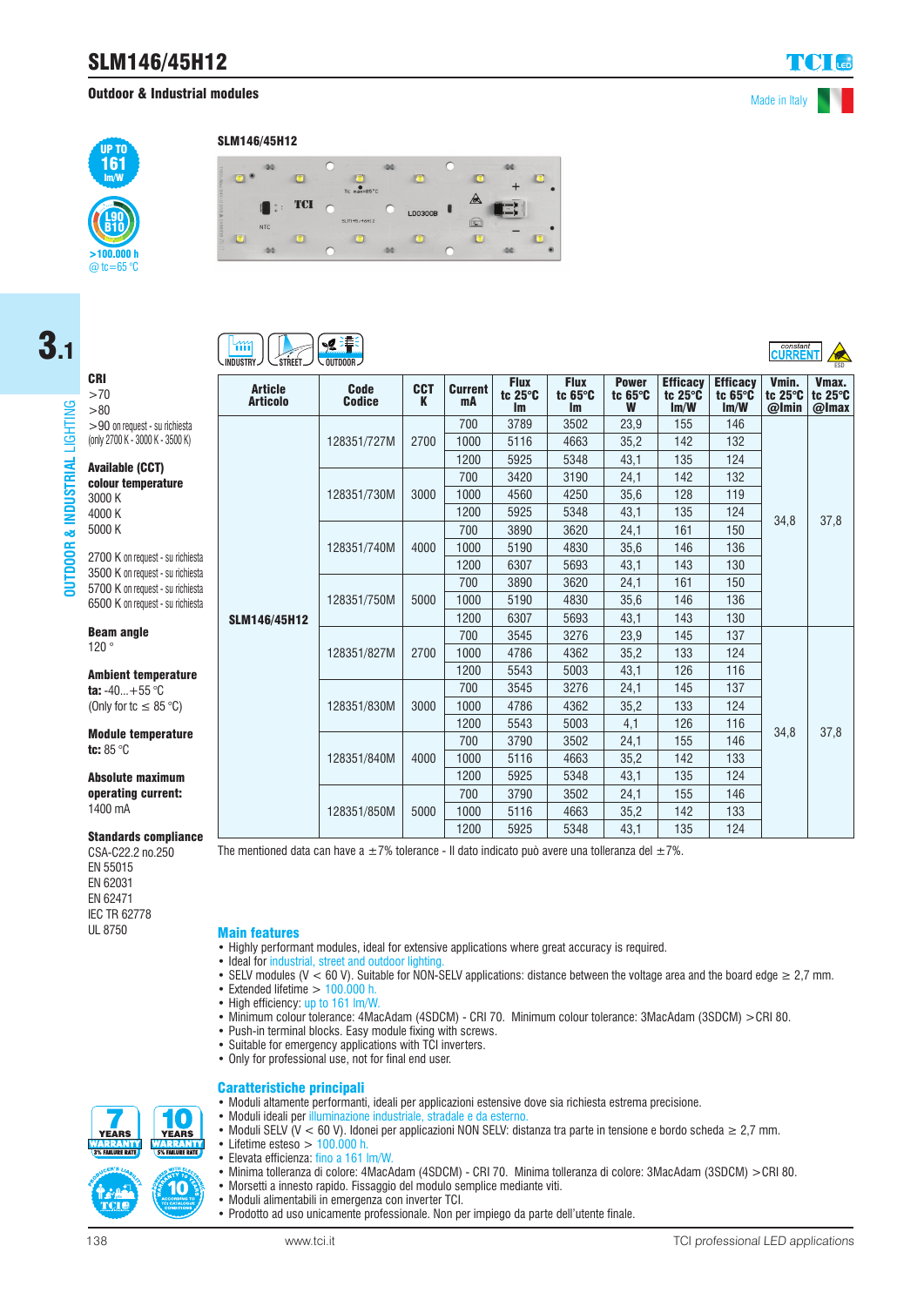# SLM146/45H12

## Outdoor & Industrial modules

Made in Italy

UP TO 161 lm/W

L90 B10 >100.000 h @ tc=65 °C

SLM146/45H12

3.1

OUTDOOR & INDUSTRIAL LIGHTING

INDUSTRY · STREET · OUTDOOR

constant CURRENT · ESD

**CRI**
>70
>80
>90 on request - su richiesta
(only 2700 K - 3000 K - 3500 K)

**Available (CCT) colour temperature**
3000 K
4000 K
5000 K

2700 K on request - su richiesta
3500 K on request - su richiesta
5700 K on request - su richiesta
6500 K on request - su richiesta

**Beam angle**
120 °

**Ambient temperature**
**ta:** -40...+55 °C
(Only for tc ≤ 85 °C)

**Module temperature**
**tc:** 85 °C

**Absolute maximum operating current:**
1400 mA

**Standards compliance**
CSA-C22.2 no.250
EN 55015
EN 62031
EN 62471
IEC TR 62778
UL 8750

| Article Articolo | Code Codice | CCT K | Current mA | Flux tc 25°C lm | Flux tc 65°C lm | Power tc 65°C W | Efficacy tc 25°C lm/W | Efficacy tc 65°C lm/W | Vmin. tc 25°C @Imin | Vmax. tc 25°C @Imax |
|---|---|---|---|---|---|---|---|---|---|---|
| SLM146/45H12 | 128351/727M | 2700 | 700 | 3789 | 3502 | 23,9 | 155 | 146 | 34,8 | 37,8 |
| | | | 1000 | 5116 | 4663 | 35,2 | 142 | 132 | | |
| | | | 1200 | 5925 | 5348 | 43,1 | 135 | 124 | | |
| | 128351/730M | 3000 | 700 | 3420 | 3190 | 24,1 | 142 | 132 | | |
| | | | 1000 | 4560 | 4250 | 35,6 | 128 | 119 | | |
| | | | 1200 | 5925 | 5348 | 43,1 | 135 | 124 | | |
| | 128351/740M | 4000 | 700 | 3890 | 3620 | 24,1 | 161 | 150 | | |
| | | | 1000 | 5190 | 4830 | 35,6 | 146 | 136 | | |
| | | | 1200 | 6307 | 5693 | 43,1 | 143 | 130 | | |
| | 128351/750M | 5000 | 700 | 3890 | 3620 | 24,1 | 161 | 150 | | |
| | | | 1000 | 5190 | 4830 | 35,6 | 146 | 136 | | |
| | | | 1200 | 6307 | 5693 | 43,1 | 143 | 130 | | |
| | 128351/827M | 2700 | 700 | 3545 | 3276 | 23,9 | 145 | 137 | 34,8 | 37,8 |
| | | | 1000 | 4786 | 4362 | 35,2 | 133 | 124 | | |
| | | | 1200 | 5543 | 5003 | 43,1 | 126 | 116 | | |
| | 128351/830M | 3000 | 700 | 3545 | 3276 | 24,1 | 145 | 137 | | |
| | | | 1000 | 4786 | 4362 | 35,2 | 133 | 124 | | |
| | | | 1200 | 5543 | 5003 | 4,1 | 126 | 116 | | |
| | 128351/840M | 4000 | 700 | 3790 | 3502 | 24,1 | 155 | 146 | | |
| | | | 1000 | 5116 | 4663 | 35,2 | 142 | 133 | | |
| | | | 1200 | 5925 | 5348 | 43,1 | 135 | 124 | | |
| | 128351/850M | 5000 | 700 | 3790 | 3502 | 24,1 | 155 | 146 | | |
| | | | 1000 | 5116 | 4663 | 35,2 | 142 | 133 | | |
| | | | 1200 | 5925 | 5348 | 43,1 | 135 | 124 | | |

The mentioned data can have a ±7% tolerance - Il dato indicato può avere una tolleranza del ±7%.

### Main features

- Highly performant modules, ideal for extensive applications where great accuracy is required.
- Ideal for industrial, street and outdoor lighting.
- SELV modules (V < 60 V). Suitable for NON-SELV applications: distance between the voltage area and the board edge ≥ 2,7 mm.
- Extended lifetime > 100.000 h.
- High efficiency: up to 161 lm/W.
- Minimum colour tolerance: 4MacAdam (4SDCM) - CRI 70. Minimum colour tolerance: 3MacAdam (3SDCM) >CRI 80.
- Push-in terminal blocks. Easy module fixing with screws.
- Suitable for emergency applications with TCI inverters.
- Only for professional use, not for final end user.

### Caratteristiche principali

- Moduli altamente performanti, ideali per applicazioni estensive dove sia richiesta estrema precisione.
- Moduli ideali per illuminazione industriale, stradale e da esterno.
- Moduli SELV (V < 60 V). Idonei per applicazioni NON SELV: distanza tra parte in tensione e bordo scheda ≥ 2,7 mm.
- Lifetime esteso > 100.000 h.
- Elevata efficienza: fino a 161 lm/W.
- Minima tolleranza di colore: 4MacAdam (4SDCM) - CRI 70. Minima tolleranza di colore: 3MacAdam (3SDCM) >CRI 80.
- Morsetti a innesto rapido. Fissaggio del modulo semplice mediante viti.
- Moduli alimentabili in emergenza con inverter TCI.
- Prodotto ad uso unicamente professionale. Non per impiego da parte dell'utente finale.

7 YEARS WARRANTY 3% FAILURE RATE · 10 YEARS WARRANTY 5% FAILURE RATE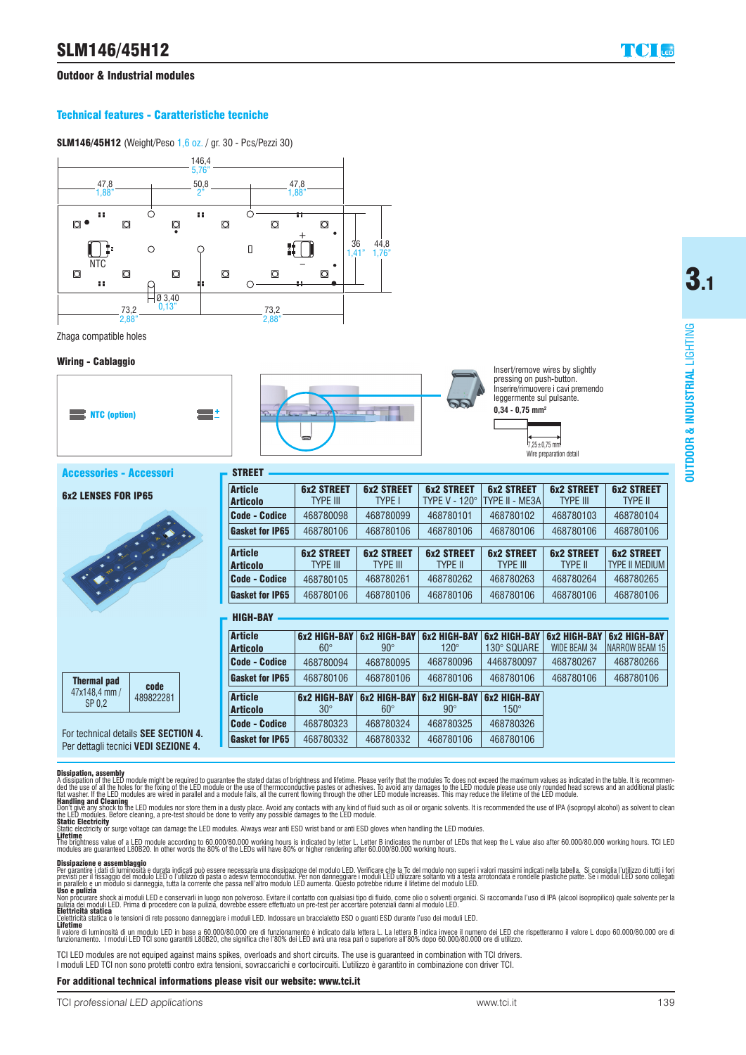# SLM146/45H12

**Outdoor & Industrial modules**

## Technical features - Caratteristiche tecniche

**SLM146/45H12** (Weight/Peso 1,6 oz. / gr. 30 - Pcs/Pezzi 30)

146,4
5,76"
47,8
1,88"
50,8
2"
47,8
1,88"
NTC
36
1,41"
44,8
1,76"
Ø 3,40
0,13"
73,2
2,88"
73,2
2,88"

Zhaga compatible holes

### Wiring - Cablaggio

NTC (option)

Insert/remove wires by slightly pressing on push-button.
Inserire/rimuovere i cavi premendo leggermente sul pulsante.
**0,34 - 0,75 mm²**

7,25±0,75 mm
Wire preparation detail

## Accessories - Accessori

**6x2 LENSES FOR IP65**

### STREET

| Article / Articolo | 6x2 STREET TYPE III | 6x2 STREET TYPE I | 6x2 STREET TYPE V - 120° | 6x2 STREET TYPE II - ME3A | 6x2 STREET TYPE III | 6x2 STREET TYPE II |
|---|---|---|---|---|---|---|
| **Code - Codice** | 468780098 | 468780099 | 468780101 | 468780102 | 468780103 | 468780104 |
| **Gasket for IP65** | 468780106 | 468780106 | 468780106 | 468780106 | 468780106 | 468780106 |

| Article / Articolo | 6x2 STREET TYPE III | 6x2 STREET TYPE III | 6x2 STREET TYPE II | 6x2 STREET TYPE III | 6x2 STREET TYPE II | 6x2 STREET TYPE II MEDIUM |
|---|---|---|---|---|---|---|
| **Code - Codice** | 468780105 | 468780261 | 468780262 | 468780263 | 468780264 | 468780265 |
| **Gasket for IP65** | 468780106 | 468780106 | 468780106 | 468780106 | 468780106 | 468780106 |

### HIGH-BAY

| Article / Articolo | 6x2 HIGH-BAY 60° | 6x2 HIGH-BAY 90° | 6x2 HIGH-BAY 120° | 6x2 HIGH-BAY 130° SQUARE | 6x2 HIGH-BAY WIDE BEAM 34 | 6x2 HIGH-BAY NARROW BEAM 15 |
|---|---|---|---|---|---|---|
| **Code - Codice** | 468780094 | 468780095 | 468780096 | 4468780097 | 468780267 | 468780266 |
| **Gasket for IP65** | 468780106 | 468780106 | 468780106 | 468780106 | 468780106 | 468780106 |

| Article / Articolo | 6x2 HIGH-BAY 30° | 6x2 HIGH-BAY 60° | 6x2 HIGH-BAY 90° | 6x2 HIGH-BAY 150° |
|---|---|---|---|---|
| **Code - Codice** | 468780323 | 468780324 | 468780325 | 468780326 |
| **Gasket for IP65** | 468780332 | 468780332 | 468780106 | 468780106 |

| Thermal pad | code |
|---|---|
| 47x148,4 mm / SP 0,2 | 489822281 |

For technical details **SEE SECTION 4.**
Per dettagli tecnici **VEDI SEZIONE 4.**

**Dissipation, assembly**
A dissipation of the LED module might be required to guarantee the stated datas of brightness and lifetime. Please verify that the modules Tc does not exceed the maximum values as indicated in the table. It is recommended the use of all the holes for the fixing of the LED module or the use of thermoconductive pastes or adhesives. To avoid any damages to the LED module please use only rounded head screws and an additional plastic flat washer. If the LED modules are wired in parallel and a module fails, all the current flowing through the other LED module increases. This may reduce the lifetime of the LED module.
**Handling and Cleaning**
Don't give any shock to the LED modules nor store them in a dusty place. Avoid any contacts with any kind of fluid such as oil or organic solvents. It is recommended the use of IPA (isopropyl alcohol) as solvent to clean the LED modules. Before cleaning, a pre-test should be done to verify any possible damages to the LED module.
**Static Electricity**
Static electricity or surge voltage can damage the LED modules. Always wear anti ESD wrist band or anti ESD gloves when handling the LED modules.
**Lifetime**
The brightness value of a LED module according to 60.000/80.000 working hours is indicated by letter L. Letter B indicates the number of LEDs that keep the L value also after 60.000/80.000 working hours. TCI LED modules are guaranteed L80B20. In other words the 80% of the LEDs will have 80% or higher rendering after 60.000/80.000 working hours.

**Dissipazione e assemblaggio**
Per garantire i dati di luminosità e durata indicati può essere necessaria una dissipazione del modulo LED. Verificare che la Tc del modulo non superi i valori massimi indicati nella tabella. Si consiglia l'utilizzo di tutti i fori previsti per il fissaggio del modulo LED o l'utilizzo di pasta o adesivi termoconduttivi. Per non danneggiare i moduli LED utilizzare soltanto viti a testa arrotondata e rondelle plastiche piatte. Se i moduli LED sono collegati in parallelo e un modulo si danneggia, tutta la corrente che passa nell'altro modulo LED aumenta. Questo potrebbe ridurre il lifetime del modulo LED.
**Uso e pulizia**
Non procurare shock ai moduli LED e conservarli in luogo non polveroso. Evitare il contatto con qualsiasi tipo di fluido, come olio o solventi organici. Si raccomanda l'uso di IPA (alcool isopropilico) quale solvente per la pulizia dei moduli LED. Prima di procedere con la pulizia, dovrebbe essere effettuato un pre-test per accertare potenziali danni al modulo LED.
**Elettricità statica**
L'elettricità statica o le tensioni di rete possono danneggiare i moduli LED. Indossare un braccialetto ESD o guanti ESD durante l'uso dei moduli LED.
**Lifetime**
Il valore di luminosità di un modulo LED in base a 60.000/80.000 ore di funzionamento è indicato dalla lettera L. La lettera B indica invece il numero dei LED che rispetteranno il valore L dopo 60.000/80.000 ore di funzionamento. I moduli LED TCI sono garantiti L80B20, che significa che l'80% dei LED avrà una resa pari o superiore all'80% dopo 60.000/80.000 ore di utilizzo.

TCI LED modules are not equiped against mains spikes, overloads and short circuits. The use is guaranteed in combination with TCI drivers.
I moduli LED TCI non sono protetti contro extra tensioni, sovraccarichi e cortocircuiti. L'utilizzo è garantito in combinazione con driver TCI.

**For additional technical informations please visit our website: www.tci.it**